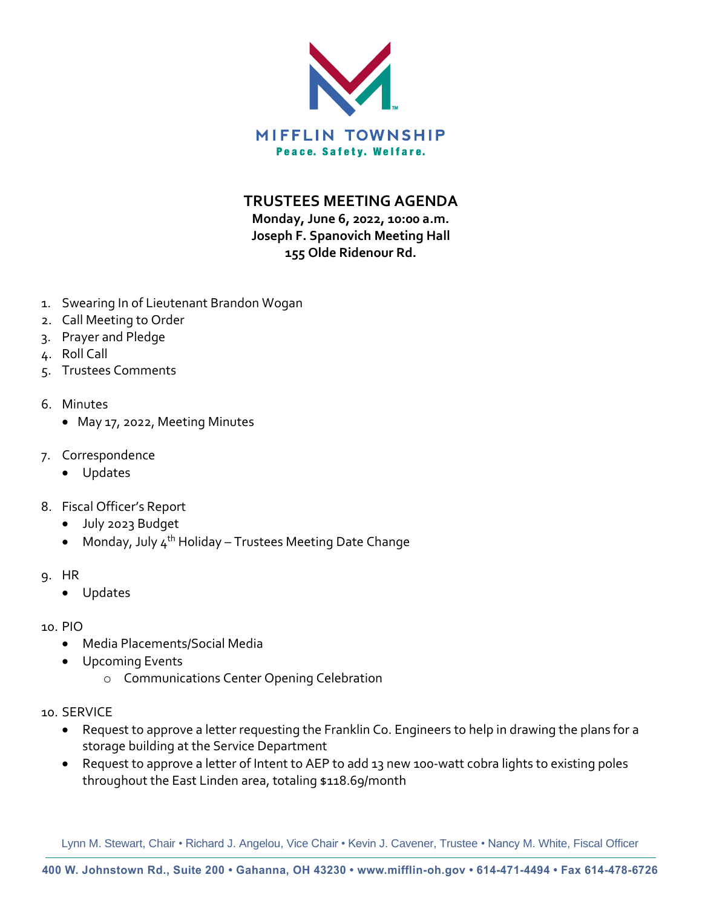MIFFLIN TOWNSHIP
Peace. Safety. Welfare.

# TRUSTEES MEETING AGENDA

**Monday, June 6, 2022, 10:00 a.m.**
**Joseph F. Spanovich Meeting Hall**
**155 Olde Ridenour Rd.**

1. Swearing In of Lieutenant Brandon Wogan
2. Call Meeting to Order
3. Prayer and Pledge
4. Roll Call
5. Trustees Comments

6. Minutes
   - May 17, 2022, Meeting Minutes

7. Correspondence
   - Updates

8. Fiscal Officer's Report
   - July 2023 Budget
   - Monday, July 4th Holiday – Trustees Meeting Date Change

9. HR
   - Updates

10. PIO
    - Media Placements/Social Media
    - Upcoming Events
      - Communications Center Opening Celebration

10. SERVICE
    - Request to approve a letter requesting the Franklin Co. Engineers to help in drawing the plans for a storage building at the Service Department
    - Request to approve a letter of Intent to AEP to add 13 new 100-watt cobra lights to existing poles throughout the East Linden area, totaling $118.69/month

Lynn M. Stewart, Chair • Richard J. Angelou, Vice Chair • Kevin J. Cavener, Trustee • Nancy M. White, Fiscal Officer

400 W. Johnstown Rd., Suite 200 • Gahanna, OH 43230 • www.mifflin-oh.gov • 614-471-4494 • Fax 614-478-6726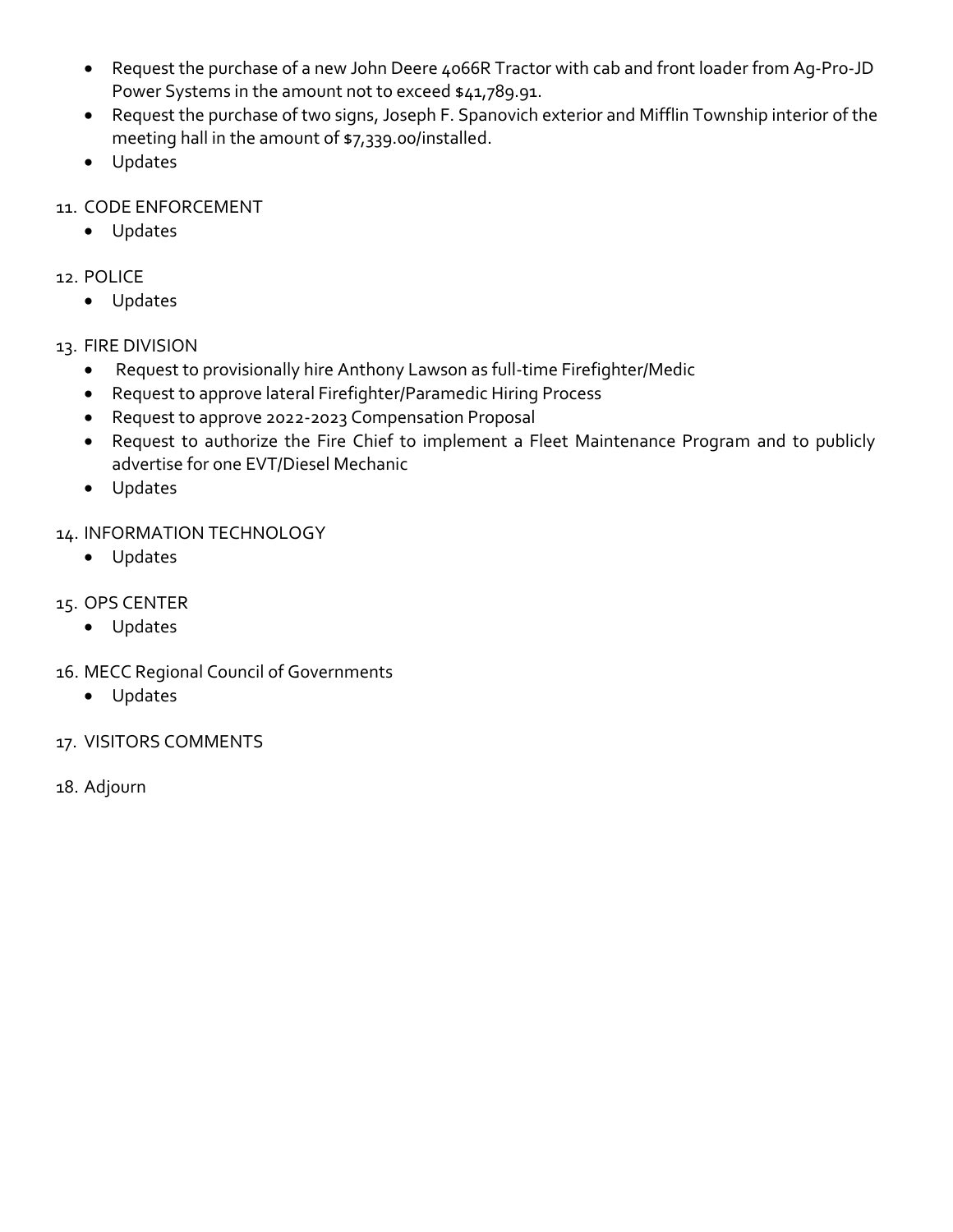- Request the purchase of a new John Deere 4066R Tractor with cab and front loader from Ag-Pro-JD Power Systems in the amount not to exceed $41,789.91.
- Request the purchase of two signs, Joseph F. Spanovich exterior and Mifflin Township interior of the meeting hall in the amount of $7,339.00/installed.
- Updates

11. CODE ENFORCEMENT
    - Updates

12. POLICE
    - Updates

13. FIRE DIVISION
    - Request to provisionally hire Anthony Lawson as full-time Firefighter/Medic
    - Request to approve lateral Firefighter/Paramedic Hiring Process
    - Request to approve 2022-2023 Compensation Proposal
    - Request to authorize the Fire Chief to implement a Fleet Maintenance Program and to publicly advertise for one EVT/Diesel Mechanic
    - Updates

14. INFORMATION TECHNOLOGY
    - Updates

15. OPS CENTER
    - Updates

16. MECC Regional Council of Governments
    - Updates

17. VISITORS COMMENTS

18. Adjourn